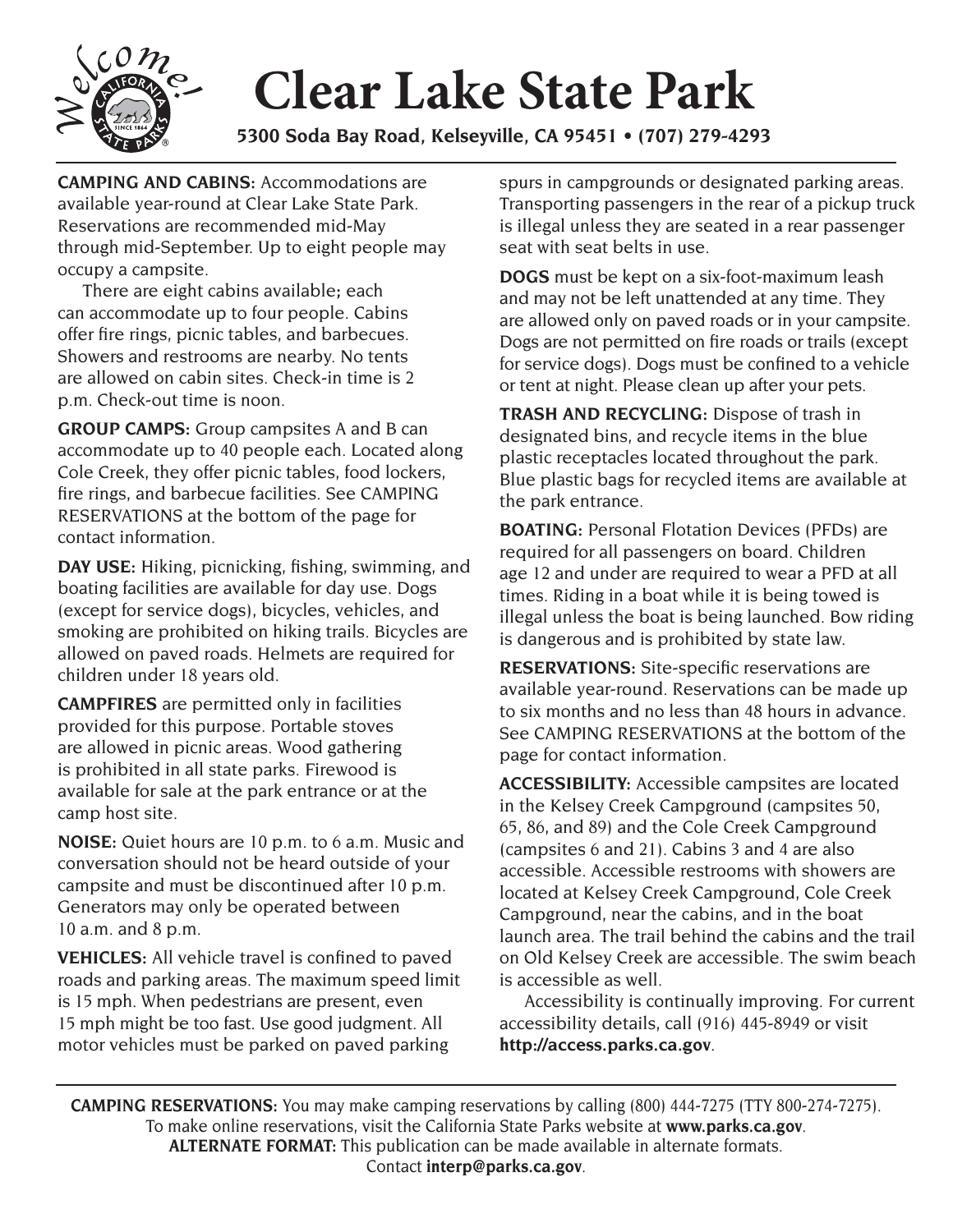# Clear Lake State Park

**5300 Soda Bay Road, Kelseyville, CA 95451 • (707) 279-4293**

**CAMPING AND CABINS:** Accommodations are available year-round at Clear Lake State Park. Reservations are recommended mid-May through mid-September. Up to eight people may occupy a campsite.

There are eight cabins available; each can accommodate up to four people. Cabins offer fire rings, picnic tables, and barbecues. Showers and restrooms are nearby. No tents are allowed on cabin sites. Check-in time is 2 p.m. Check-out time is noon.

**GROUP CAMPS:** Group campsites A and B can accommodate up to 40 people each. Located along Cole Creek, they offer picnic tables, food lockers, fire rings, and barbecue facilities. See CAMPING RESERVATIONS at the bottom of the page for contact information.

**DAY USE:** Hiking, picnicking, fishing, swimming, and boating facilities are available for day use. Dogs (except for service dogs), bicycles, vehicles, and smoking are prohibited on hiking trails. Bicycles are allowed on paved roads. Helmets are required for children under 18 years old.

**CAMPFIRES** are permitted only in facilities provided for this purpose. Portable stoves are allowed in picnic areas. Wood gathering is prohibited in all state parks. Firewood is available for sale at the park entrance or at the camp host site.

**NOISE:** Quiet hours are 10 p.m. to 6 a.m. Music and conversation should not be heard outside of your campsite and must be discontinued after 10 p.m. Generators may only be operated between 10 a.m. and 8 p.m.

**VEHICLES:** All vehicle travel is confined to paved roads and parking areas. The maximum speed limit is 15 mph. When pedestrians are present, even 15 mph might be too fast. Use good judgment. All motor vehicles must be parked on paved parking spurs in campgrounds or designated parking areas. Transporting passengers in the rear of a pickup truck is illegal unless they are seated in a rear passenger seat with seat belts in use.

**DOGS** must be kept on a six-foot-maximum leash and may not be left unattended at any time. They are allowed only on paved roads or in your campsite. Dogs are not permitted on fire roads or trails (except for service dogs). Dogs must be confined to a vehicle or tent at night. Please clean up after your pets.

**TRASH AND RECYCLING:** Dispose of trash in designated bins, and recycle items in the blue plastic receptacles located throughout the park. Blue plastic bags for recycled items are available at the park entrance.

**BOATING:** Personal Flotation Devices (PFDs) are required for all passengers on board. Children age 12 and under are required to wear a PFD at all times. Riding in a boat while it is being towed is illegal unless the boat is being launched. Bow riding is dangerous and is prohibited by state law.

**RESERVATIONS:** Site-specific reservations are available year-round. Reservations can be made up to six months and no less than 48 hours in advance. See CAMPING RESERVATIONS at the bottom of the page for contact information.

**ACCESSIBILITY:** Accessible campsites are located in the Kelsey Creek Campground (campsites 50, 65, 86, and 89) and the Cole Creek Campground (campsites 6 and 21). Cabins 3 and 4 are also accessible. Accessible restrooms with showers are located at Kelsey Creek Campground, Cole Creek Campground, near the cabins, and in the boat launch area. The trail behind the cabins and the trail on Old Kelsey Creek are accessible. The swim beach is accessible as well.

Accessibility is continually improving. For current accessibility details, call (916) 445-8949 or visit **http://access.parks.ca.gov**.

---

**CAMPING RESERVATIONS:** You may make camping reservations by calling (800) 444-7275 (TTY 800-274-7275). To make online reservations, visit the California State Parks website at **www.parks.ca.gov**.

**ALTERNATE FORMAT:** This publication can be made available in alternate formats. Contact **interp@parks.ca.gov**.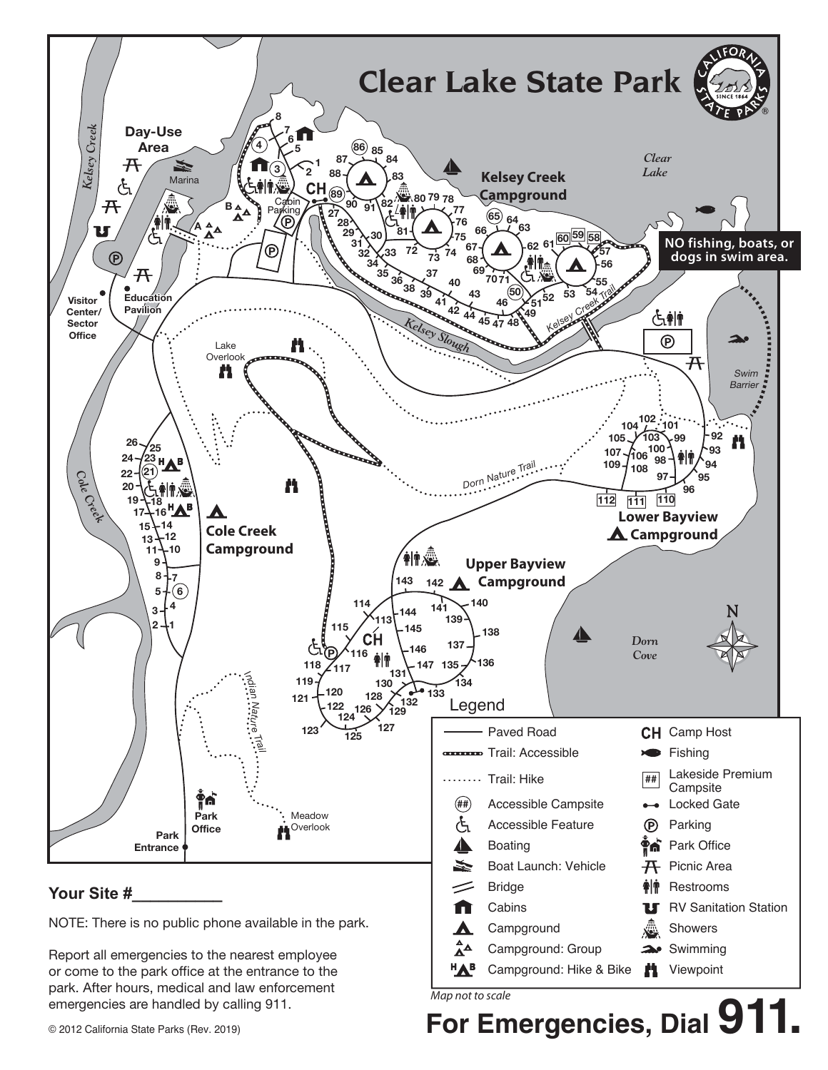# Clear Lake State Park

Your Site #__________

NOTE: There is no public phone available in the park.

Report all emergencies to the nearest employee or come to the park office at the entrance to the park. After hours, medical and law enforcement emergencies are handled by calling 911.

© 2012 California State Parks (Rev. 2019)

## Legend

- Paved Road
- Trail: Accessible
- Trail: Hike
- Accessible Campsite
- Accessible Feature
- Boating
- Boat Launch: Vehicle
- Bridge
- Cabins
- Campground
- Campground: Group
- Campground: Hike & Bike
- CH Camp Host
- Fishing
- Lakeside Premium Campsite
- Locked Gate
- Parking
- Park Office
- Picnic Area
- Restrooms
- RV Sanitation Station
- Showers
- Swimming
- Viewpoint

*Map not to scale*

Day-Use Area

Marina

Visitor Center/ Sector Office

Education Pavilion

Kelsey Creek

Cole Creek

Lake Overlook

Cabin Parking

Kelsey Creek Campground

Kelsey Slough

Kelsey Creek Trail

Clear Lake

NO fishing, boats, or dogs in swim area.

Swim Barrier

Dorn Nature Trail

Lower Bayview Campground

Upper Bayview Campground

Cole Creek Campground

Indian Nature Trail

Meadow Overlook

Park Office

Park Entrance

Dorn Cove

## For Emergencies, Dial 911.